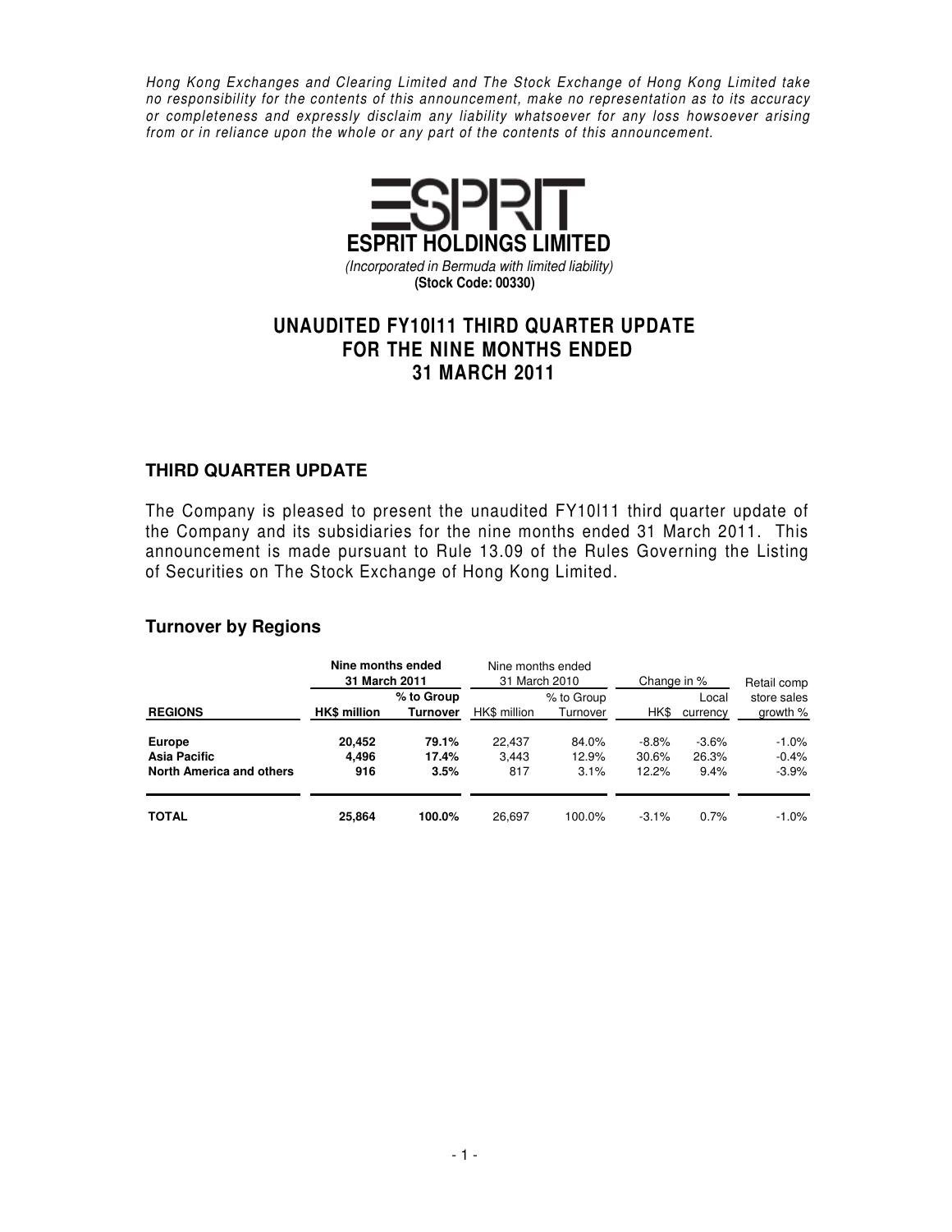*Hong Kong Exchanges and Clearing Limited and The Stock Exchange of Hong Kong Limited take no responsibility for the contents of this announcement, make no representation as to its accuracy or completeness and expressly disclaim any liability whatsoever for any loss howsoever arising from or in reliance upon the whole or any part of the contents of this announcement.*

**ESPRIT HOLDINGS LIMITED**

*(Incorporated in Bermuda with limited liability)*

**(Stock Code: 00330)**

# UNAUDITED FY10l11 THIRD QUARTER UPDATE FOR THE NINE MONTHS ENDED 31 MARCH 2011

## THIRD QUARTER UPDATE

The Company is pleased to present the unaudited FY10l11 third quarter update of the Company and its subsidiaries for the nine months ended 31 March 2011. This announcement is made pursuant to Rule 13.09 of the Rules Governing the Listing of Securities on The Stock Exchange of Hong Kong Limited.

## Turnover by Regions

| | **Nine months ended 31 March 2011** | | Nine months ended 31 March 2010 | | Change in % | | Retail comp store sales growth % |
|---|---|---|---|---|---|---|---|
| **REGIONS** | **HK$ million** | **% to Group Turnover** | HK$ million | % to Group Turnover | HK$ | Local currency | |
| **Europe** | **20,452** | **79.1%** | 22,437 | 84.0% | -8.8% | -3.6% | -1.0% |
| **Asia Pacific** | **4,496** | **17.4%** | 3,443 | 12.9% | 30.6% | 26.3% | -0.4% |
| **North America and others** | **916** | **3.5%** | 817 | 3.1% | 12.2% | 9.4% | -3.9% |
| **TOTAL** | **25,864** | **100.0%** | 26,697 | 100.0% | -3.1% | 0.7% | -1.0% |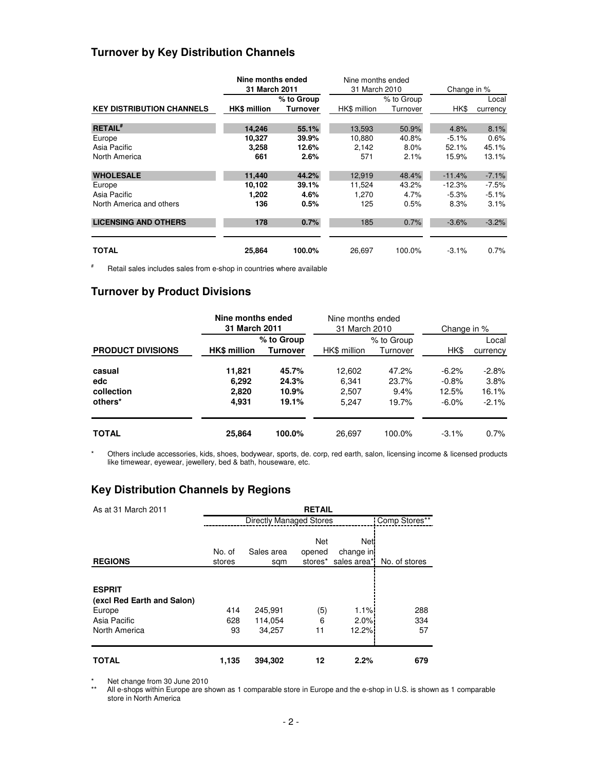## Turnover by Key Distribution Channels

| KEY DISTRIBUTION CHANNELS | Nine months ended 31 March 2011 | | Nine months ended 31 March 2010 | | Change in % | |
|---|---|---|---|---|---|---|
| | **HK$ million** | **% to Group Turnover** | HK$ million | % to Group Turnover | HK$ | Local currency |
| **RETAIL#** | **14,246** | **55.1%** | 13,593 | 50.9% | 4.8% | 8.1% |
| Europe | **10,327** | **39.9%** | 10,880 | 40.8% | -5.1% | 0.6% |
| Asia Pacific | **3,258** | **12.6%** | 2,142 | 8.0% | 52.1% | 45.1% |
| North America | **661** | **2.6%** | 571 | 2.1% | 15.9% | 13.1% |
| **WHOLESALE** | **11,440** | **44.2%** | 12,919 | 48.4% | -11.4% | -7.1% |
| Europe | **10,102** | **39.1%** | 11,524 | 43.2% | -12.3% | -7.5% |
| Asia Pacific | **1,202** | **4.6%** | 1,270 | 4.7% | -5.3% | -5.1% |
| North America and others | **136** | **0.5%** | 125 | 0.5% | 8.3% | 3.1% |
| **LICENSING AND OTHERS** | **178** | **0.7%** | 185 | 0.7% | -3.6% | -3.2% |
| **TOTAL** | **25,864** | **100.0%** | 26,697 | 100.0% | -3.1% | 0.7% |

# Retail sales includes sales from e-shop in countries where available

## Turnover by Product Divisions

| PRODUCT DIVISIONS | Nine months ended 31 March 2011 | | Nine months ended 31 March 2010 | | Change in % | |
|---|---|---|---|---|---|---|
| | **HK$ million** | **% to Group Turnover** | HK$ million | % to Group Turnover | HK$ | Local currency |
| **casual** | **11,821** | **45.7%** | 12,602 | 47.2% | -6.2% | -2.8% |
| **edc** | **6,292** | **24.3%** | 6,341 | 23.7% | -0.8% | 3.8% |
| **collection** | **2,820** | **10.9%** | 2,507 | 9.4% | 12.5% | 16.1% |
| **others*** | **4,931** | **19.1%** | 5,247 | 19.7% | -6.0% | -2.1% |
| **TOTAL** | **25,864** | **100.0%** | 26,697 | 100.0% | -3.1% | 0.7% |

\* Others include accessories, kids, shoes, bodywear, sports, de. corp, red earth, salon, licensing income & licensed products like timewear, eyewear, jewellery, bed & bath, houseware, etc.

## Key Distribution Channels by Regions

| As at 31 March 2011 | RETAIL | | | | |
|---|---|---|---|---|---|
| | Directly Managed Stores | | | | Comp Stores** |
| **REGIONS** | No. of stores | Sales area sqm | Net opened stores* | Net change in sales area* | No. of stores |
| **ESPRIT (excl Red Earth and Salon)** | | | | | |
| Europe | 414 | 245,991 | (5) | 1.1% | 288 |
| Asia Pacific | 628 | 114,054 | 6 | 2.0% | 334 |
| North America | 93 | 34,257 | 11 | 12.2% | 57 |
| **TOTAL** | **1,135** | **394,302** | **12** | **2.2%** | **679** |

\* Net change from 30 June 2010

\** All e-shops within Europe are shown as 1 comparable store in Europe and the e-shop in U.S. is shown as 1 comparable store in North America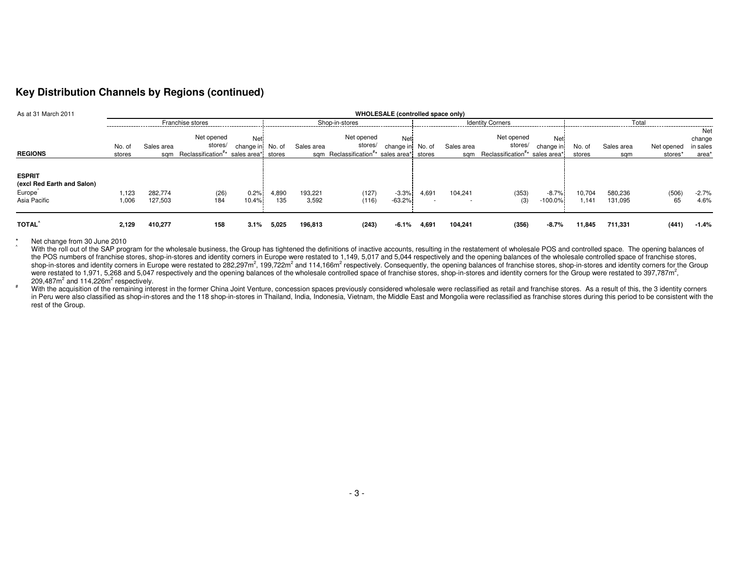## Key Distribution Channels by Regions (continued)

| As at 31 March 2011 | WHOLESALE (controlled space only) | | | | | | | | | | | | | | | |
|---|---|---|---|---|---|---|---|---|---|---|---|---|---|---|---|---|
| | Franchise stores | | | | Shop-in-stores | | | | Identity Corners | | | | Total | | | |
| REGIONS | No. of stores | Sales area sqm | Net opened stores/ Reclassification#* | Net change in sales area* | No. of stores | Sales area sqm | Net opened stores/ Reclassification#* | Net change in sales area* | No. of stores | Sales area sqm | Net opened stores/ Reclassification#* | Net change in sales area* | No. of stores | Sales area sqm | Net opened stores* | Net change in sales area* |
| **ESPRIT (excl Red Earth and Salon)** | | | | | | | | | | | | | | | | |
| Europe^ | 1,123 | 282,774 | (26) | 0.2% | 4,890 | 193,221 | (127) | -3.3% | 4,691 | 104,241 | (353) | -8.7% | 10,704 | 580,236 | (506) | -2.7% |
| Asia Pacific | 1,006 | 127,503 | 184 | 10.4% | 135 | 3,592 | (116) | -63.2% | - | - | (3) | -100.0% | 1,141 | 131,095 | 65 | 4.6% |
| **TOTAL^** | **2,129** | **410,277** | **158** | **3.1%** | **5,025** | **196,813** | **(243)** | **-6.1%** | **4,691** | **104,241** | **(356)** | **-8.7%** | **11,845** | **711,331** | **(441)** | **-1.4%** |

\* Net change from 30 June 2010

^ With the roll out of the SAP program for the wholesale business, the Group has tightened the definitions of inactive accounts, resulting in the restatement of wholesale POS and controlled space. The opening balances of the POS numbers of franchise stores, shop-in-stores and identity corners in Europe were restated to 1,149, 5,017 and 5,044 respectively and the opening balances of the wholesale controlled space of franchise stores, shop-in-stores and identity corners in Europe were restated to 282,297m², 199,722m² and 114,166m² respectively. Consequently, the opening balances of franchise stores, shop-in-stores and identity corners for the Group were restated to 1,971, 5,268 and 5,047 respectively and the opening balances of the wholesale controlled space of franchise stores, shop-in-stores and identity corners for the Group were restated to 397,787m², 209,487m² and 114,226m² respectively.

\# With the acquisition of the remaining interest in the former China Joint Venture, concession spaces previously considered wholesale were reclassified as retail and franchise stores. As a result of this, the 3 identity corners in Peru were also classified as shop-in-stores and the 118 shop-in-stores in Thailand, India, Indonesia, Vietnam, the Middle East and Mongolia were reclassified as franchise stores during this period to be consistent with the rest of the Group.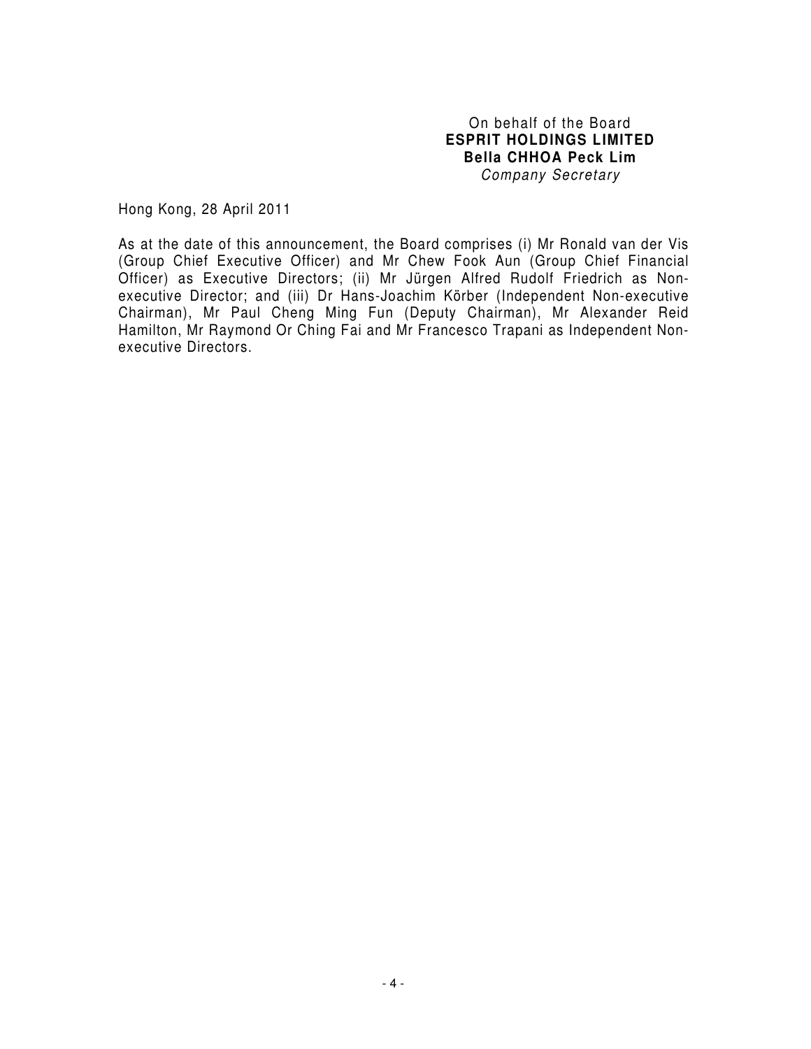On behalf of the Board
**ESPRIT HOLDINGS LIMITED**
**Bella CHHOA Peck Lim**
*Company Secretary*

Hong Kong, 28 April 2011

As at the date of this announcement, the Board comprises (i) Mr Ronald van der Vis (Group Chief Executive Officer) and Mr Chew Fook Aun (Group Chief Financial Officer) as Executive Directors; (ii) Mr Jürgen Alfred Rudolf Friedrich as Non-executive Director; and (iii) Dr Hans-Joachim Körber (Independent Non-executive Chairman), Mr Paul Cheng Ming Fun (Deputy Chairman), Mr Alexander Reid Hamilton, Mr Raymond Or Ching Fai and Mr Francesco Trapani as Independent Non-executive Directors.